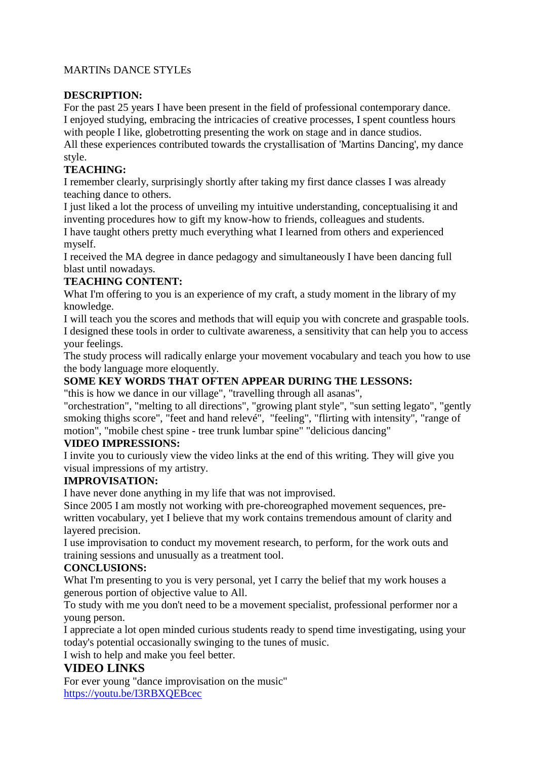MARTINs DANCE STYLEs

**DESCRIPTION:**
For the past 25 years I have been present in the field of professional contemporary dance.
I enjoyed studying, embracing the intricacies of creative processes, I spent countless hours with people I like, globetrotting presenting the work on stage and in dance studios.
All these experiences contributed towards the crystallisation of 'Martins Dancing', my dance style.

**TEACHING:**
I remember clearly, surprisingly shortly after taking my first dance classes I was already teaching dance to others.
I just liked a lot the process of unveiling my intuitive understanding, conceptualising it and inventing procedures how to gift my know-how to friends, colleagues and students.
I have taught others pretty much everything what I learned from others and experienced myself.
I received the MA degree in dance pedagogy and simultaneously I have been dancing full blast until nowadays.

**TEACHING CONTENT:**
What I'm offering to you is an experience of my craft, a study moment in the library of my knowledge.
I will teach you the scores and methods that will equip you with concrete and graspable tools.
I designed these tools in order to cultivate awareness, a sensitivity that can help you to access your feelings.
The study process will radically enlarge your movement vocabulary and teach you how to use the body language more eloquently.

**SOME KEY WORDS THAT OFTEN APPEAR DURING THE LESSONS:**
"this is how we dance in our village", "travelling through all asanas",
"orchestration", "melting to all directions", "growing plant style", "sun setting legato", "gently smoking thighs score", "feet and hand relevé", "feeling", "flirting with intensity", "range of motion", "mobile chest spine - tree trunk lumbar spine" "delicious dancing"

**VIDEO IMPRESSIONS:**
I invite you to curiously view the video links at the end of this writing. They will give you visual impressions of my artistry.

**IMPROVISATION:**
I have never done anything in my life that was not improvised.
Since 2005 I am mostly not working with pre-choreographed movement sequences, pre-written vocabulary, yet I believe that my work contains tremendous amount of clarity and layered precision.
I use improvisation to conduct my movement research, to perform, for the work outs and training sessions and unusually as a treatment tool.

**CONCLUSIONS:**
What I'm presenting to you is very personal, yet I carry the belief that my work houses a generous portion of objective value to All.
To study with me you don't need to be a movement specialist, professional performer nor a young person.
I appreciate a lot open minded curious students ready to spend time investigating, using your today's potential occasionally swinging to the tunes of music.
I wish to help and make you feel better.

## VIDEO LINKS

For ever young "dance improvisation on the music"
[https://youtu.be/I3RBXQEBcec](https://youtu.be/I3RBXQEBcec)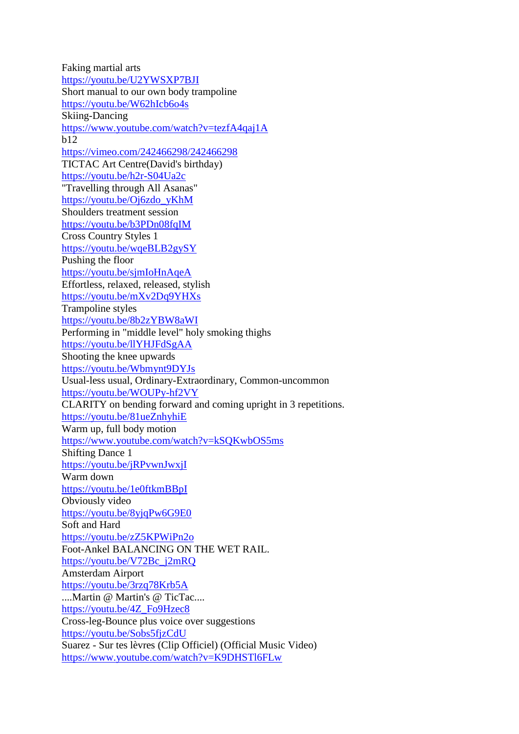Faking martial arts
https://youtu.be/U2YWSXP7BJI
Short manual to our own body trampoline
https://youtu.be/W62hIcb6o4s
Skiing-Dancing
https://www.youtube.com/watch?v=tezfA4qaj1A
b12
https://vimeo.com/242466298/242466298
TICTAC Art Centre(David's birthday)
https://youtu.be/h2r-S04Ua2c
"Travelling through All Asanas"
https://youtu.be/Oj6zdo_yKhM
Shoulders treatment session
https://youtu.be/b3PDn08fqIM
Cross Country Styles 1
https://youtu.be/wqeBLB2gySY
Pushing the floor
https://youtu.be/sjmIoHnAqeA
Effortless, relaxed, released, stylish
https://youtu.be/mXv2Dq9YHXs
Trampoline styles
https://youtu.be/8b2zYBW8aWI
Performing in "middle level" holy smoking thighs
https://youtu.be/llYHJFdSgAA
Shooting the knee upwards
https://youtu.be/Wbmynt9DYJs
Usual-less usual, Ordinary-Extraordinary, Common-uncommon
https://youtu.be/WOUPy-hf2VY
CLARITY on bending forward and coming upright in 3 repetitions.
https://youtu.be/81ueZnhyhiE
Warm up, full body motion
https://www.youtube.com/watch?v=kSQKwbOS5ms
Shifting Dance 1
https://youtu.be/jRPvwnJwxjI
Warm down
https://youtu.be/1e0ftkmBBpI
Obviously video
https://youtu.be/8yjqPw6G9E0
Soft and Hard
https://youtu.be/zZ5KPWiPn2o
Foot-Ankel BALANCING ON THE WET RAIL.
https://youtu.be/V72Bc_j2mRQ
Amsterdam Airport
https://youtu.be/3rzq78Krb5A
....Martin @ Martin's @ TicTac....
https://youtu.be/4Z_Fo9Hzec8
Cross-leg-Bounce plus voice over suggestions
https://youtu.be/Sobs5fjzCdU
Suarez - Sur tes lèvres (Clip Officiel) (Official Music Video)
https://www.youtube.com/watch?v=K9DHSTl6FLw